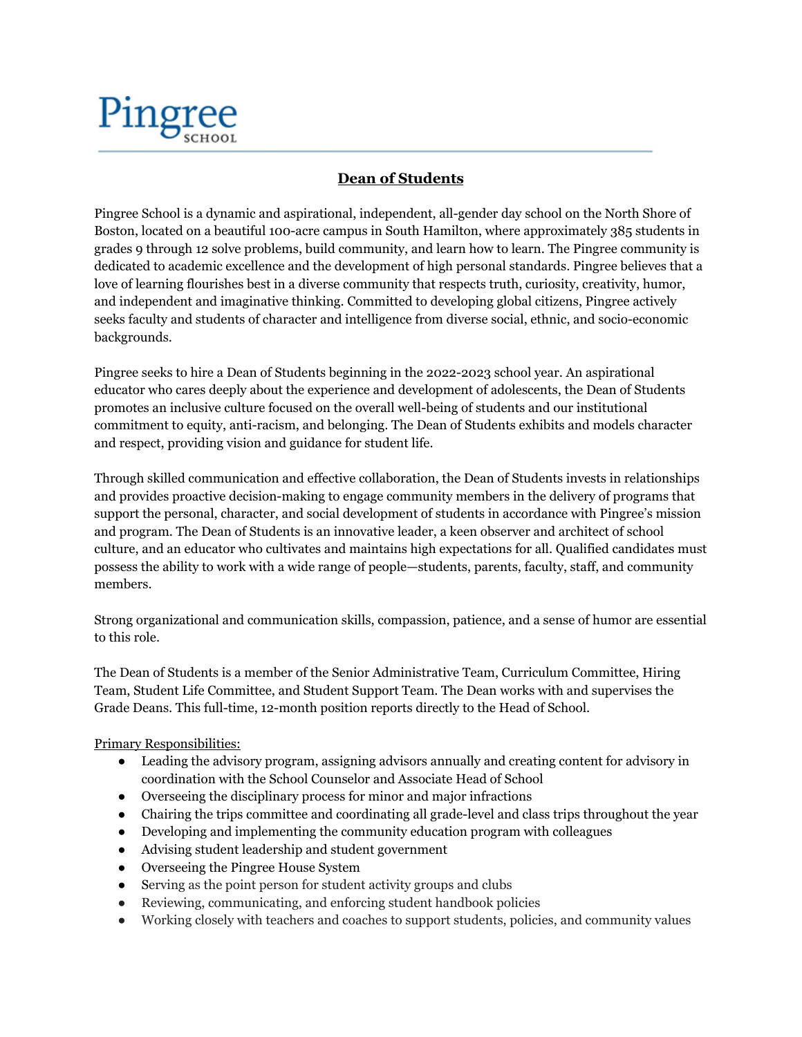Pingree SCHOOL

# Dean of Students

Pingree School is a dynamic and aspirational, independent, all-gender day school on the North Shore of Boston, located on a beautiful 100-acre campus in South Hamilton, where approximately 385 students in grades 9 through 12 solve problems, build community, and learn how to learn. The Pingree community is dedicated to academic excellence and the development of high personal standards. Pingree believes that a love of learning flourishes best in a diverse community that respects truth, curiosity, creativity, humor, and independent and imaginative thinking. Committed to developing global citizens, Pingree actively seeks faculty and students of character and intelligence from diverse social, ethnic, and socio-economic backgrounds.

Pingree seeks to hire a Dean of Students beginning in the 2022-2023 school year. An aspirational educator who cares deeply about the experience and development of adolescents, the Dean of Students promotes an inclusive culture focused on the overall well-being of students and our institutional commitment to equity, anti-racism, and belonging. The Dean of Students exhibits and models character and respect, providing vision and guidance for student life.

Through skilled communication and effective collaboration, the Dean of Students invests in relationships and provides proactive decision-making to engage community members in the delivery of programs that support the personal, character, and social development of students in accordance with Pingree's mission and program. The Dean of Students is an innovative leader, a keen observer and architect of school culture, and an educator who cultivates and maintains high expectations for all. Qualified candidates must possess the ability to work with a wide range of people—students, parents, faculty, staff, and community members.

Strong organizational and communication skills, compassion, patience, and a sense of humor are essential to this role.

The Dean of Students is a member of the Senior Administrative Team, Curriculum Committee, Hiring Team, Student Life Committee, and Student Support Team. The Dean works with and supervises the Grade Deans. This full-time, 12-month position reports directly to the Head of School.

Primary Responsibilities:

- Leading the advisory program, assigning advisors annually and creating content for advisory in coordination with the School Counselor and Associate Head of School
- Overseeing the disciplinary process for minor and major infractions
- Chairing the trips committee and coordinating all grade-level and class trips throughout the year
- Developing and implementing the community education program with colleagues
- Advising student leadership and student government
- Overseeing the Pingree House System
- Serving as the point person for student activity groups and clubs
- Reviewing, communicating, and enforcing student handbook policies
- Working closely with teachers and coaches to support students, policies, and community values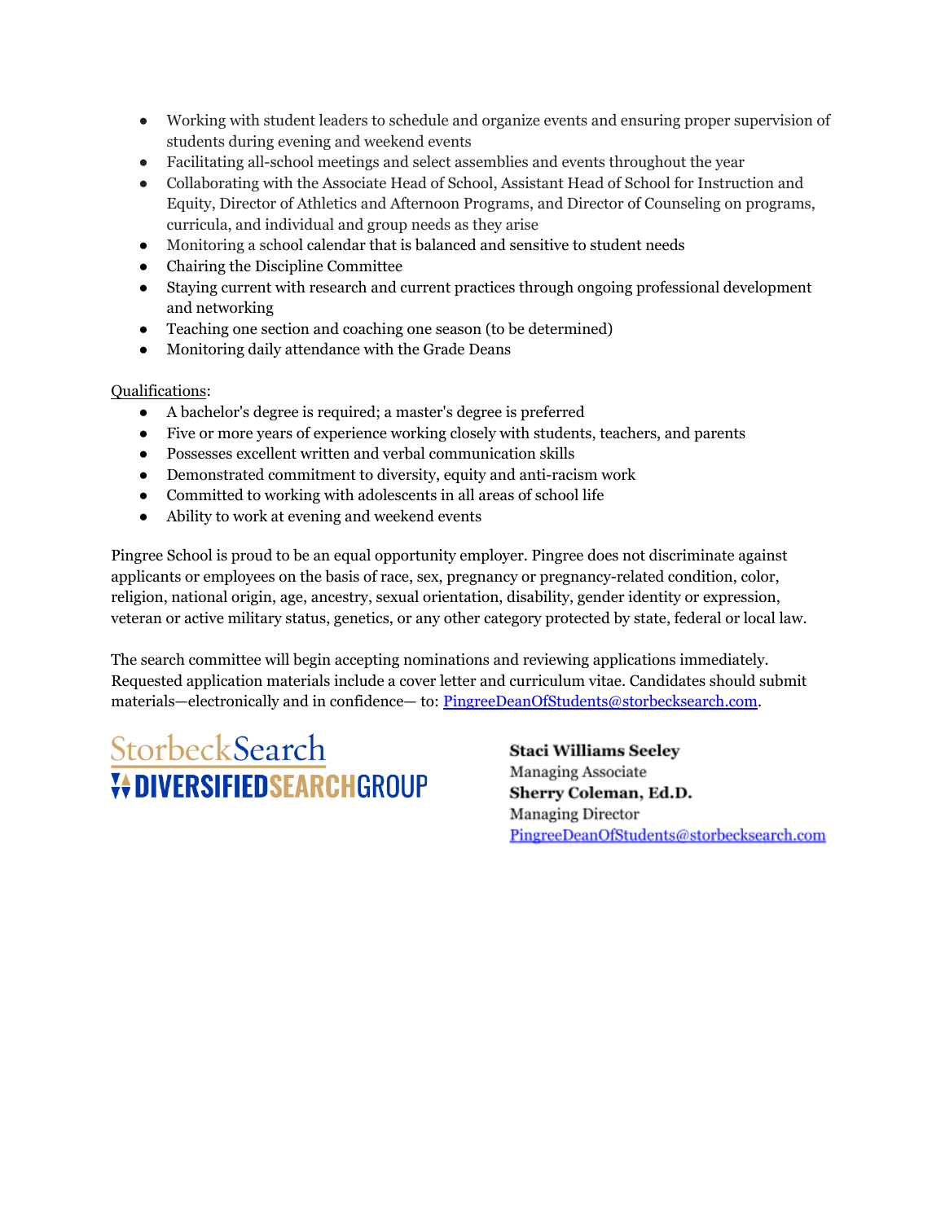- Working with student leaders to schedule and organize events and ensuring proper supervision of students during evening and weekend events
- Facilitating all-school meetings and select assemblies and events throughout the year
- Collaborating with the Associate Head of School, Assistant Head of School for Instruction and Equity, Director of Athletics and Afternoon Programs, and Director of Counseling on programs, curricula, and individual and group needs as they arise
- Monitoring a school calendar that is balanced and sensitive to student needs
- Chairing the Discipline Committee
- Staying current with research and current practices through ongoing professional development and networking
- Teaching one section and coaching one season (to be determined)
- Monitoring daily attendance with the Grade Deans

Qualifications:

- A bachelor's degree is required; a master's degree is preferred
- Five or more years of experience working closely with students, teachers, and parents
- Possesses excellent written and verbal communication skills
- Demonstrated commitment to diversity, equity and anti-racism work
- Committed to working with adolescents in all areas of school life
- Ability to work at evening and weekend events

Pingree School is proud to be an equal opportunity employer. Pingree does not discriminate against applicants or employees on the basis of race, sex, pregnancy or pregnancy-related condition, color, religion, national origin, age, ancestry, sexual orientation, disability, gender identity or expression, veteran or active military status, genetics, or any other category protected by state, federal or local law.

The search committee will begin accepting nominations and reviewing applications immediately. Requested application materials include a cover letter and curriculum vitae. Candidates should submit materials—electronically and in confidence— to: PingreeDeanOfStudents@storbecksearch.com.

StorbeckSearch
DIVERSIFIEDSEARCHGROUP

**Staci Williams Seeley**
Managing Associate
**Sherry Coleman, Ed.D.**
Managing Director
PingreeDeanOfStudents@storbecksearch.com